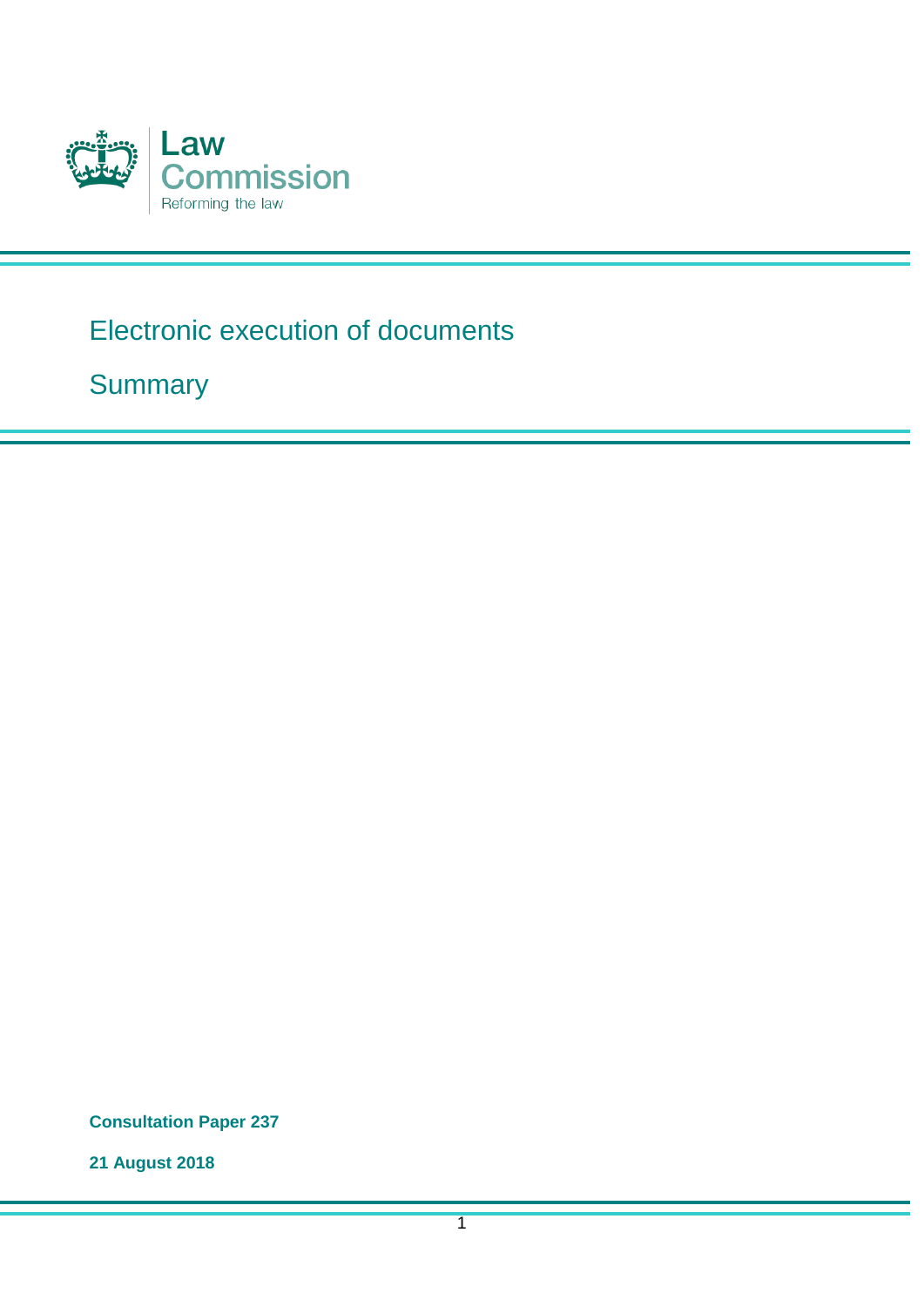Law Commission

Reforming the law

# Electronic execution of documents

## Summary

**Consultation Paper 237**

**21 August 2018**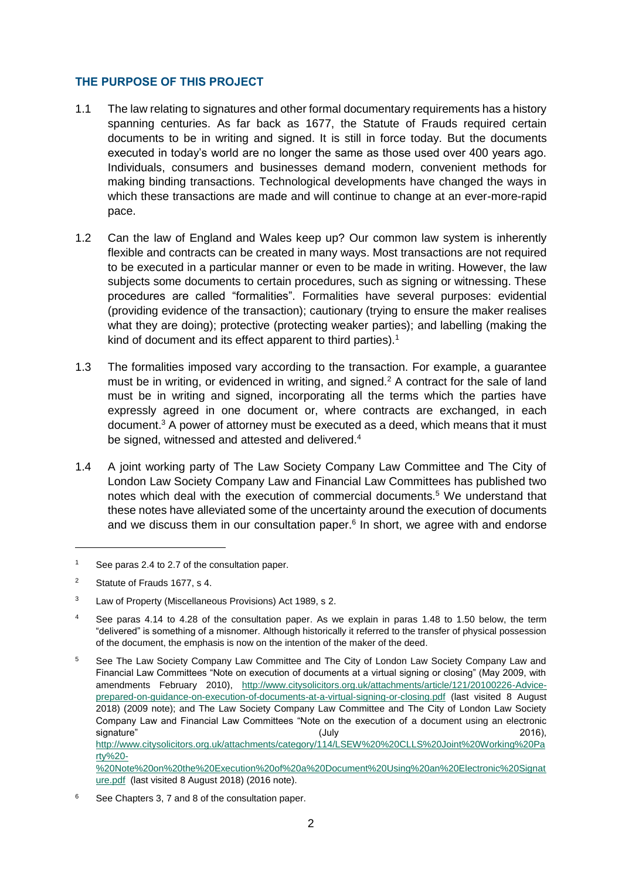## THE PURPOSE OF THIS PROJECT

1.1 The law relating to signatures and other formal documentary requirements has a history spanning centuries. As far back as 1677, the Statute of Frauds required certain documents to be in writing and signed. It is still in force today. But the documents executed in today's world are no longer the same as those used over 400 years ago. Individuals, consumers and businesses demand modern, convenient methods for making binding transactions. Technological developments have changed the ways in which these transactions are made and will continue to change at an ever-more-rapid pace.

1.2 Can the law of England and Wales keep up? Our common law system is inherently flexible and contracts can be created in many ways. Most transactions are not required to be executed in a particular manner or even to be made in writing. However, the law subjects some documents to certain procedures, such as signing or witnessing. These procedures are called "formalities". Formalities have several purposes: evidential (providing evidence of the transaction); cautionary (trying to ensure the maker realises what they are doing); protective (protecting weaker parties); and labelling (making the kind of document and its effect apparent to third parties).[1]

1.3 The formalities imposed vary according to the transaction. For example, a guarantee must be in writing, or evidenced in writing, and signed.[2] A contract for the sale of land must be in writing and signed, incorporating all the terms which the parties have expressly agreed in one document or, where contracts are exchanged, in each document.[3] A power of attorney must be executed as a deed, which means that it must be signed, witnessed and attested and delivered.[4]

1.4 A joint working party of The Law Society Company Law Committee and The City of London Law Society Company Law and Financial Law Committees has published two notes which deal with the execution of commercial documents.[5] We understand that these notes have alleviated some of the uncertainty around the execution of documents and we discuss them in our consultation paper.[6] In short, we agree with and endorse

---

[1] See paras 2.4 to 2.7 of the consultation paper.

[2] Statute of Frauds 1677, s 4.

[3] Law of Property (Miscellaneous Provisions) Act 1989, s 2.

[4] See paras 4.14 to 4.28 of the consultation paper. As we explain in paras 1.48 to 1.50 below, the term "delivered" is something of a misnomer. Although historically it referred to the transfer of physical possession of the document, the emphasis is now on the intention of the maker of the deed.

[5] See The Law Society Company Law Committee and The City of London Law Society Company Law and Financial Law Committees "Note on execution of documents at a virtual signing or closing" (May 2009, with amendments February 2010), http://www.citysolicitors.org.uk/attachments/article/121/20100226-Advice-prepared-on-guidance-on-execution-of-documents-at-a-virtual-signing-or-closing.pdf (last visited 8 August 2018) (2009 note); and The Law Society Company Law Committee and The City of London Law Society Company Law and Financial Law Committees "Note on the execution of a document using an electronic signature" (July 2016), http://www.citysolicitors.org.uk/attachments/category/114/LSEW%20%20CLLS%20Joint%20Working%20Party%20-%20Note%20on%20the%20Execution%20of%20a%20Document%20Using%20an%20Electronic%20Signature.pdf (last visited 8 August 2018) (2016 note).

[6] See Chapters 3, 7 and 8 of the consultation paper.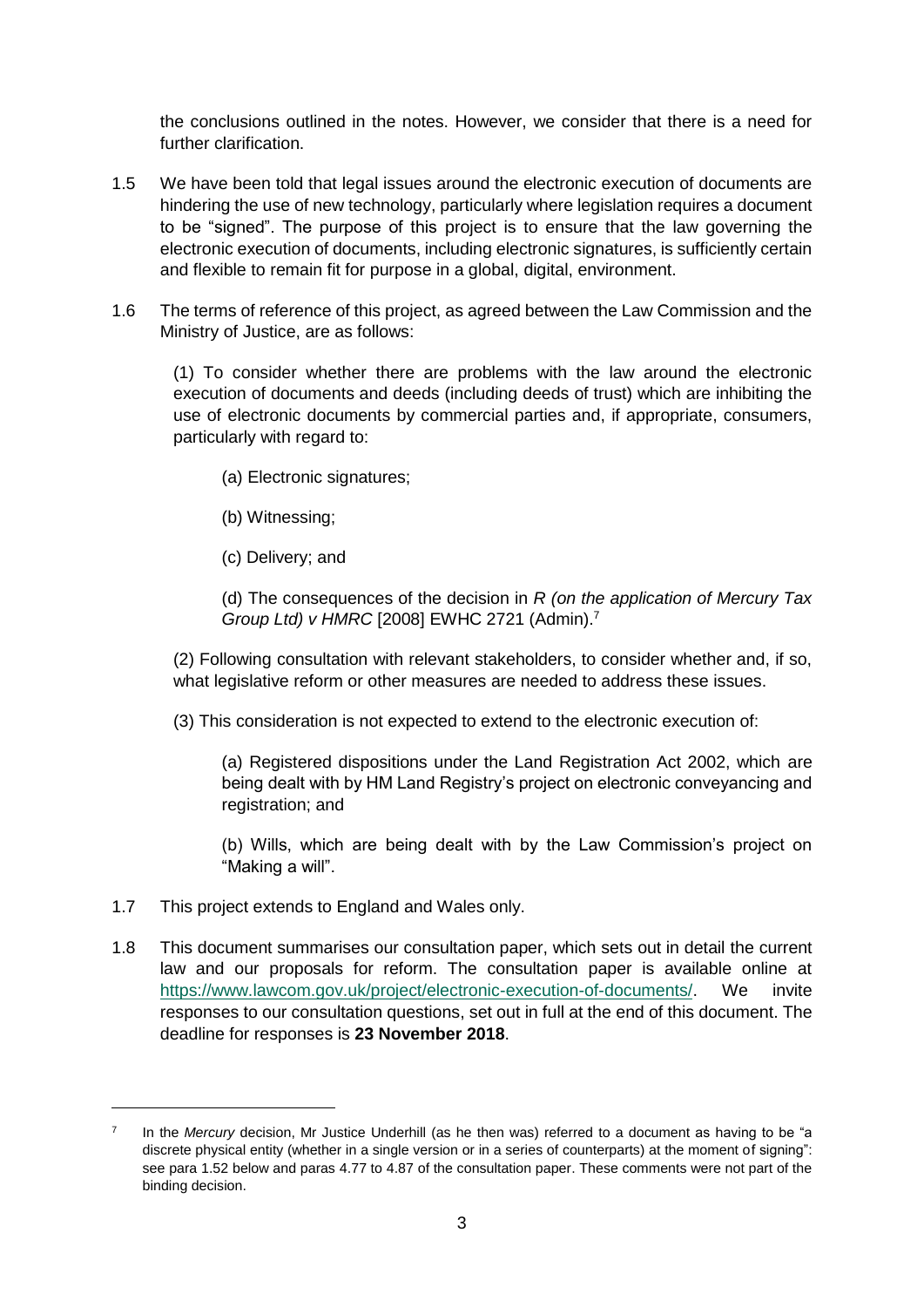the conclusions outlined in the notes. However, we consider that there is a need for further clarification.

1.5 We have been told that legal issues around the electronic execution of documents are hindering the use of new technology, particularly where legislation requires a document to be "signed". The purpose of this project is to ensure that the law governing the electronic execution of documents, including electronic signatures, is sufficiently certain and flexible to remain fit for purpose in a global, digital, environment.

1.6 The terms of reference of this project, as agreed between the Law Commission and the Ministry of Justice, are as follows:

> (1) To consider whether there are problems with the law around the electronic execution of documents and deeds (including deeds of trust) which are inhibiting the use of electronic documents by commercial parties and, if appropriate, consumers, particularly with regard to:
>
> (a) Electronic signatures;
>
> (b) Witnessing;
>
> (c) Delivery; and
>
> (d) The consequences of the decision in *R (on the application of Mercury Tax Group Ltd) v HMRC* [2008] EWHC 2721 (Admin).[7]
>
> (2) Following consultation with relevant stakeholders, to consider whether and, if so, what legislative reform or other measures are needed to address these issues.
>
> (3) This consideration is not expected to extend to the electronic execution of:
>
> (a) Registered dispositions under the Land Registration Act 2002, which are being dealt with by HM Land Registry's project on electronic conveyancing and registration; and
>
> (b) Wills, which are being dealt with by the Law Commission's project on "Making a will".

1.7 This project extends to England and Wales only.

1.8 This document summarises our consultation paper, which sets out in detail the current law and our proposals for reform. The consultation paper is available online at https://www.lawcom.gov.uk/project/electronic-execution-of-documents/. We invite responses to our consultation questions, set out in full at the end of this document. The deadline for responses is **23 November 2018**.

---

[7] In the *Mercury* decision, Mr Justice Underhill (as he then was) referred to a document as having to be "a discrete physical entity (whether in a single version or in a series of counterparts) at the moment of signing": see para 1.52 below and paras 4.77 to 4.87 of the consultation paper. These comments were not part of the binding decision.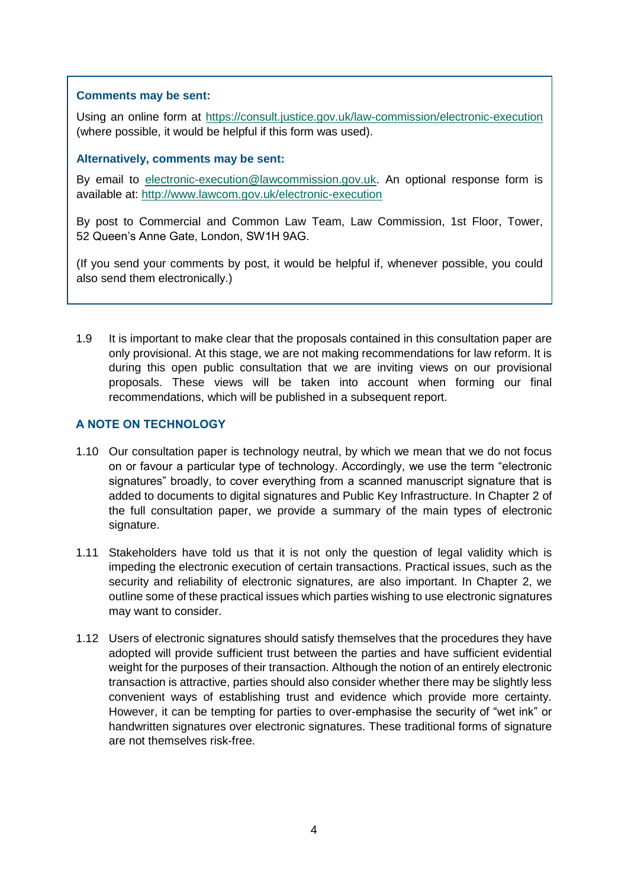**Comments may be sent:**

Using an online form at https://consult.justice.gov.uk/law-commission/electronic-execution (where possible, it would be helpful if this form was used).

**Alternatively, comments may be sent:**

By email to electronic-execution@lawcommission.gov.uk. An optional response form is available at: http://www.lawcom.gov.uk/electronic-execution

By post to Commercial and Common Law Team, Law Commission, 1st Floor, Tower, 52 Queen's Anne Gate, London, SW1H 9AG.

(If you send your comments by post, it would be helpful if, whenever possible, you could also send them electronically.)

1.9 It is important to make clear that the proposals contained in this consultation paper are only provisional. At this stage, we are not making recommendations for law reform. It is during this open public consultation that we are inviting views on our provisional proposals. These views will be taken into account when forming our final recommendations, which will be published in a subsequent report.

## A NOTE ON TECHNOLOGY

1.10 Our consultation paper is technology neutral, by which we mean that we do not focus on or favour a particular type of technology. Accordingly, we use the term "electronic signatures" broadly, to cover everything from a scanned manuscript signature that is added to documents to digital signatures and Public Key Infrastructure. In Chapter 2 of the full consultation paper, we provide a summary of the main types of electronic signature.

1.11 Stakeholders have told us that it is not only the question of legal validity which is impeding the electronic execution of certain transactions. Practical issues, such as the security and reliability of electronic signatures, are also important. In Chapter 2, we outline some of these practical issues which parties wishing to use electronic signatures may want to consider.

1.12 Users of electronic signatures should satisfy themselves that the procedures they have adopted will provide sufficient trust between the parties and have sufficient evidential weight for the purposes of their transaction. Although the notion of an entirely electronic transaction is attractive, parties should also consider whether there may be slightly less convenient ways of establishing trust and evidence which provide more certainty. However, it can be tempting for parties to over-emphasise the security of "wet ink" or handwritten signatures over electronic signatures. These traditional forms of signature are not themselves risk-free.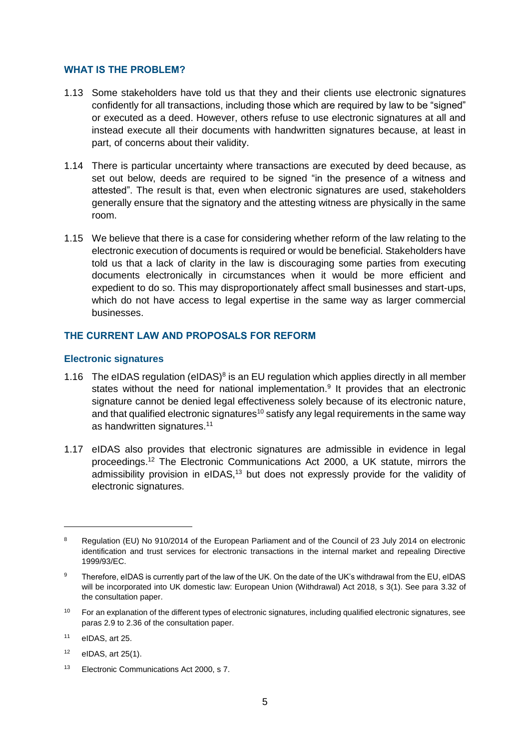## WHAT IS THE PROBLEM?

1.13 Some stakeholders have told us that they and their clients use electronic signatures confidently for all transactions, including those which are required by law to be "signed" or executed as a deed. However, others refuse to use electronic signatures at all and instead execute all their documents with handwritten signatures because, at least in part, of concerns about their validity.

1.14 There is particular uncertainty where transactions are executed by deed because, as set out below, deeds are required to be signed "in the presence of a witness and attested". The result is that, even when electronic signatures are used, stakeholders generally ensure that the signatory and the attesting witness are physically in the same room.

1.15 We believe that there is a case for considering whether reform of the law relating to the electronic execution of documents is required or would be beneficial. Stakeholders have told us that a lack of clarity in the law is discouraging some parties from executing documents electronically in circumstances when it would be more efficient and expedient to do so. This may disproportionately affect small businesses and start-ups, which do not have access to legal expertise in the same way as larger commercial businesses.

## THE CURRENT LAW AND PROPOSALS FOR REFORM

### Electronic signatures

1.16 The eIDAS regulation (eIDAS)[8] is an EU regulation which applies directly in all member states without the need for national implementation.[9] It provides that an electronic signature cannot be denied legal effectiveness solely because of its electronic nature, and that qualified electronic signatures[10] satisfy any legal requirements in the same way as handwritten signatures.[11]

1.17 eIDAS also provides that electronic signatures are admissible in evidence in legal proceedings.[12] The Electronic Communications Act 2000, a UK statute, mirrors the admissibility provision in eIDAS,[13] but does not expressly provide for the validity of electronic signatures.

---

8 Regulation (EU) No 910/2014 of the European Parliament and of the Council of 23 July 2014 on electronic identification and trust services for electronic transactions in the internal market and repealing Directive 1999/93/EC.

9 Therefore, eIDAS is currently part of the law of the UK. On the date of the UK's withdrawal from the EU, eIDAS will be incorporated into UK domestic law: European Union (Withdrawal) Act 2018, s 3(1). See para 3.32 of the consultation paper.

10 For an explanation of the different types of electronic signatures, including qualified electronic signatures, see paras 2.9 to 2.36 of the consultation paper.

11 eIDAS, art 25.

12 eIDAS, art 25(1).

13 Electronic Communications Act 2000, s 7.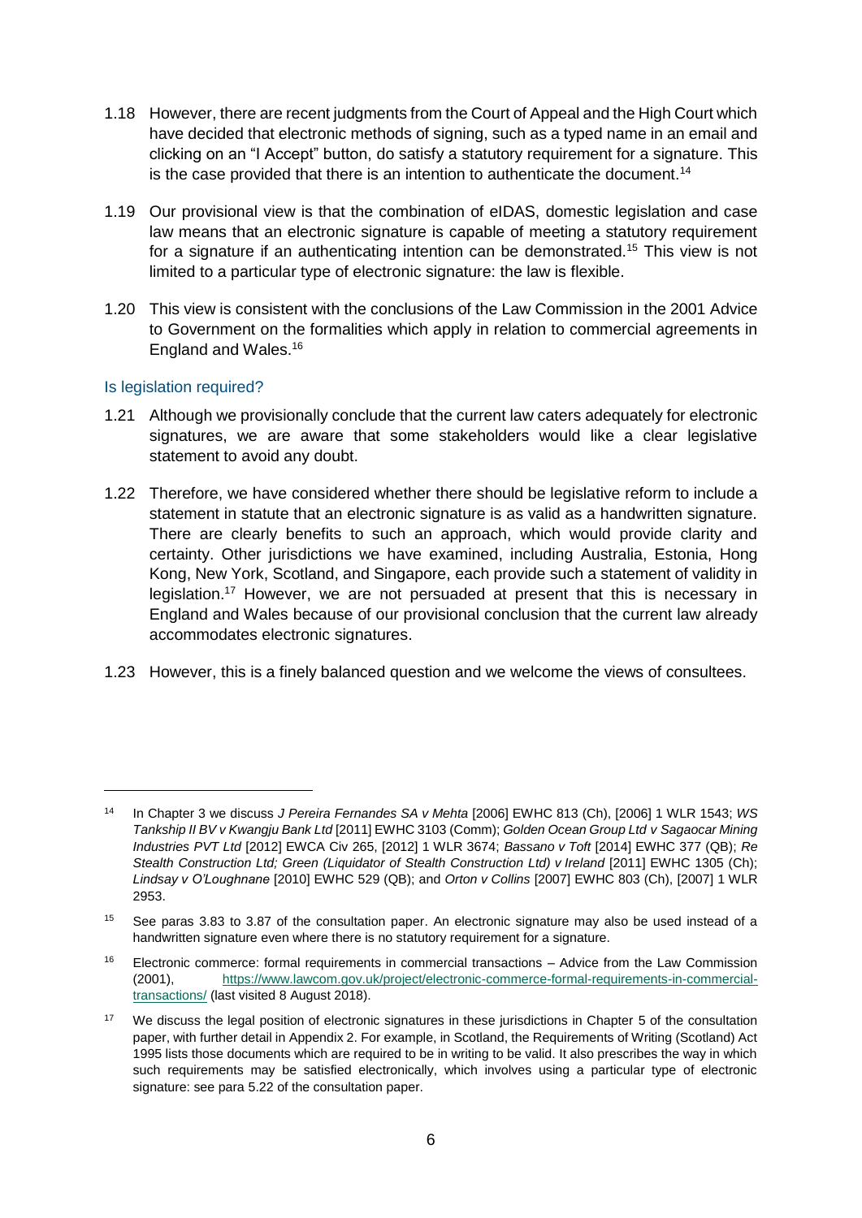1.18 However, there are recent judgments from the Court of Appeal and the High Court which have decided that electronic methods of signing, such as a typed name in an email and clicking on an "I Accept" button, do satisfy a statutory requirement for a signature. This is the case provided that there is an intention to authenticate the document.[14]

1.19 Our provisional view is that the combination of eIDAS, domestic legislation and case law means that an electronic signature is capable of meeting a statutory requirement for a signature if an authenticating intention can be demonstrated.[15] This view is not limited to a particular type of electronic signature: the law is flexible.

1.20 This view is consistent with the conclusions of the Law Commission in the 2001 Advice to Government on the formalities which apply in relation to commercial agreements in England and Wales.[16]

### Is legislation required?

1.21 Although we provisionally conclude that the current law caters adequately for electronic signatures, we are aware that some stakeholders would like a clear legislative statement to avoid any doubt.

1.22 Therefore, we have considered whether there should be legislative reform to include a statement in statute that an electronic signature is as valid as a handwritten signature. There are clearly benefits to such an approach, which would provide clarity and certainty. Other jurisdictions we have examined, including Australia, Estonia, Hong Kong, New York, Scotland, and Singapore, each provide such a statement of validity in legislation.[17] However, we are not persuaded at present that this is necessary in England and Wales because of our provisional conclusion that the current law already accommodates electronic signatures.

1.23 However, this is a finely balanced question and we welcome the views of consultees.

---

[14] In Chapter 3 we discuss *J Pereira Fernandes SA v Mehta* [2006] EWHC 813 (Ch), [2006] 1 WLR 1543; *WS Tankship II BV v Kwangju Bank Ltd* [2011] EWHC 3103 (Comm); *Golden Ocean Group Ltd v Sagaocar Mining Industries PVT Ltd* [2012] EWCA Civ 265, [2012] 1 WLR 3674; *Bassano v Toft* [2014] EWHC 377 (QB); *Re Stealth Construction Ltd; Green (Liquidator of Stealth Construction Ltd) v Ireland* [2011] EWHC 1305 (Ch); *Lindsay v O'Loughnane* [2010] EWHC 529 (QB); and *Orton v Collins* [2007] EWHC 803 (Ch), [2007] 1 WLR 2953.

[15] See paras 3.83 to 3.87 of the consultation paper. An electronic signature may also be used instead of a handwritten signature even where there is no statutory requirement for a signature.

[16] Electronic commerce: formal requirements in commercial transactions – Advice from the Law Commission (2001), https://www.lawcom.gov.uk/project/electronic-commerce-formal-requirements-in-commercial-transactions/ (last visited 8 August 2018).

[17] We discuss the legal position of electronic signatures in these jurisdictions in Chapter 5 of the consultation paper, with further detail in Appendix 2. For example, in Scotland, the Requirements of Writing (Scotland) Act 1995 lists those documents which are required to be in writing to be valid. It also prescribes the way in which such requirements may be satisfied electronically, which involves using a particular type of electronic signature: see para 5.22 of the consultation paper.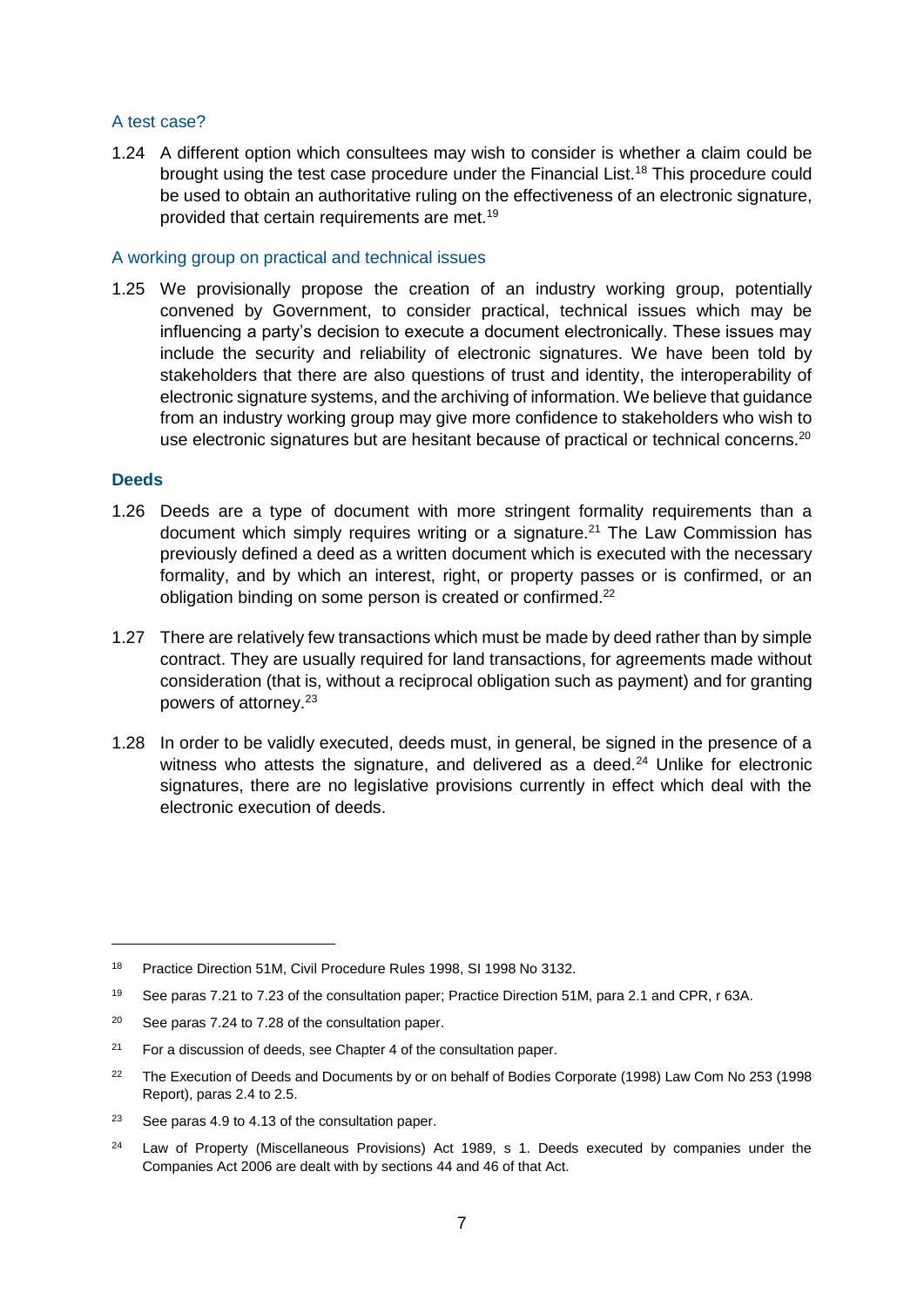### A test case?

1.24 A different option which consultees may wish to consider is whether a claim could be brought using the test case procedure under the Financial List.[18] This procedure could be used to obtain an authoritative ruling on the effectiveness of an electronic signature, provided that certain requirements are met.[19]

### A working group on practical and technical issues

1.25 We provisionally propose the creation of an industry working group, potentially convened by Government, to consider practical, technical issues which may be influencing a party's decision to execute a document electronically. These issues may include the security and reliability of electronic signatures. We have been told by stakeholders that there are also questions of trust and identity, the interoperability of electronic signature systems, and the archiving of information. We believe that guidance from an industry working group may give more confidence to stakeholders who wish to use electronic signatures but are hesitant because of practical or technical concerns.[20]

## Deeds

1.26 Deeds are a type of document with more stringent formality requirements than a document which simply requires writing or a signature.[21] The Law Commission has previously defined a deed as a written document which is executed with the necessary formality, and by which an interest, right, or property passes or is confirmed, or an obligation binding on some person is created or confirmed.[22]

1.27 There are relatively few transactions which must be made by deed rather than by simple contract. They are usually required for land transactions, for agreements made without consideration (that is, without a reciprocal obligation such as payment) and for granting powers of attorney.[23]

1.28 In order to be validly executed, deeds must, in general, be signed in the presence of a witness who attests the signature, and delivered as a deed.[24] Unlike for electronic signatures, there are no legislative provisions currently in effect which deal with the electronic execution of deeds.

---

[18] Practice Direction 51M, Civil Procedure Rules 1998, SI 1998 No 3132.

[19] See paras 7.21 to 7.23 of the consultation paper; Practice Direction 51M, para 2.1 and CPR, r 63A.

[20] See paras 7.24 to 7.28 of the consultation paper.

[21] For a discussion of deeds, see Chapter 4 of the consultation paper.

[22] The Execution of Deeds and Documents by or on behalf of Bodies Corporate (1998) Law Com No 253 (1998 Report), paras 2.4 to 2.5.

[23] See paras 4.9 to 4.13 of the consultation paper.

[24] Law of Property (Miscellaneous Provisions) Act 1989, s 1. Deeds executed by companies under the Companies Act 2006 are dealt with by sections 44 and 46 of that Act.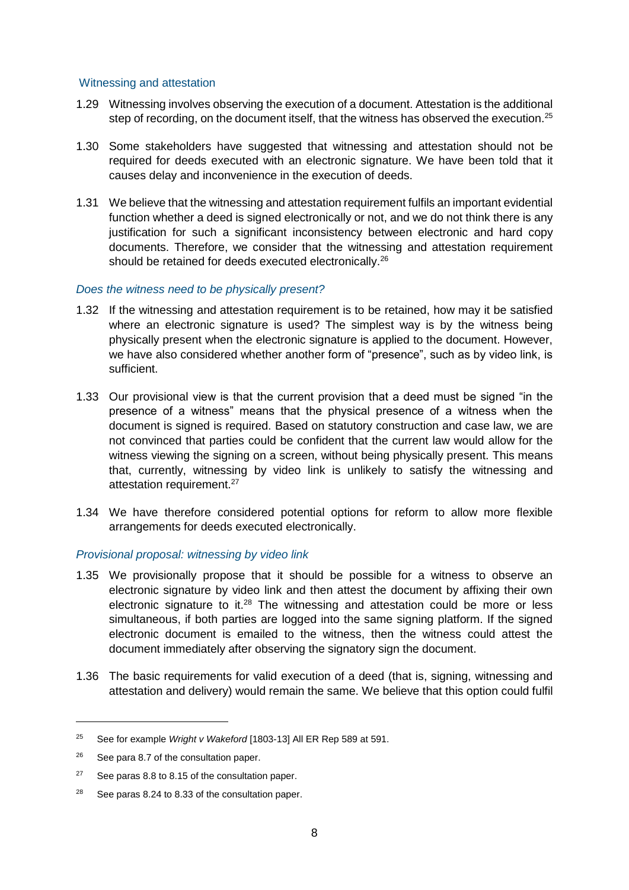### Witnessing and attestation

1.29 Witnessing involves observing the execution of a document. Attestation is the additional step of recording, on the document itself, that the witness has observed the execution.[25]

1.30 Some stakeholders have suggested that witnessing and attestation should not be required for deeds executed with an electronic signature. We have been told that it causes delay and inconvenience in the execution of deeds.

1.31 We believe that the witnessing and attestation requirement fulfils an important evidential function whether a deed is signed electronically or not, and we do not think there is any justification for such a significant inconsistency between electronic and hard copy documents. Therefore, we consider that the witnessing and attestation requirement should be retained for deeds executed electronically.[26]

#### *Does the witness need to be physically present?*

1.32 If the witnessing and attestation requirement is to be retained, how may it be satisfied where an electronic signature is used? The simplest way is by the witness being physically present when the electronic signature is applied to the document. However, we have also considered whether another form of "presence", such as by video link, is sufficient.

1.33 Our provisional view is that the current provision that a deed must be signed "in the presence of a witness" means that the physical presence of a witness when the document is signed is required. Based on statutory construction and case law, we are not convinced that parties could be confident that the current law would allow for the witness viewing the signing on a screen, without being physically present. This means that, currently, witnessing by video link is unlikely to satisfy the witnessing and attestation requirement.[27]

1.34 We have therefore considered potential options for reform to allow more flexible arrangements for deeds executed electronically.

#### *Provisional proposal: witnessing by video link*

1.35 We provisionally propose that it should be possible for a witness to observe an electronic signature by video link and then attest the document by affixing their own electronic signature to it.[28] The witnessing and attestation could be more or less simultaneous, if both parties are logged into the same signing platform. If the signed electronic document is emailed to the witness, then the witness could attest the document immediately after observing the signatory sign the document.

1.36 The basic requirements for valid execution of a deed (that is, signing, witnessing and attestation and delivery) would remain the same. We believe that this option could fulfil

---

[25] See for example *Wright v Wakeford* [1803-13] All ER Rep 589 at 591.

[26] See para 8.7 of the consultation paper.

[27] See paras 8.8 to 8.15 of the consultation paper.

[28] See paras 8.24 to 8.33 of the consultation paper.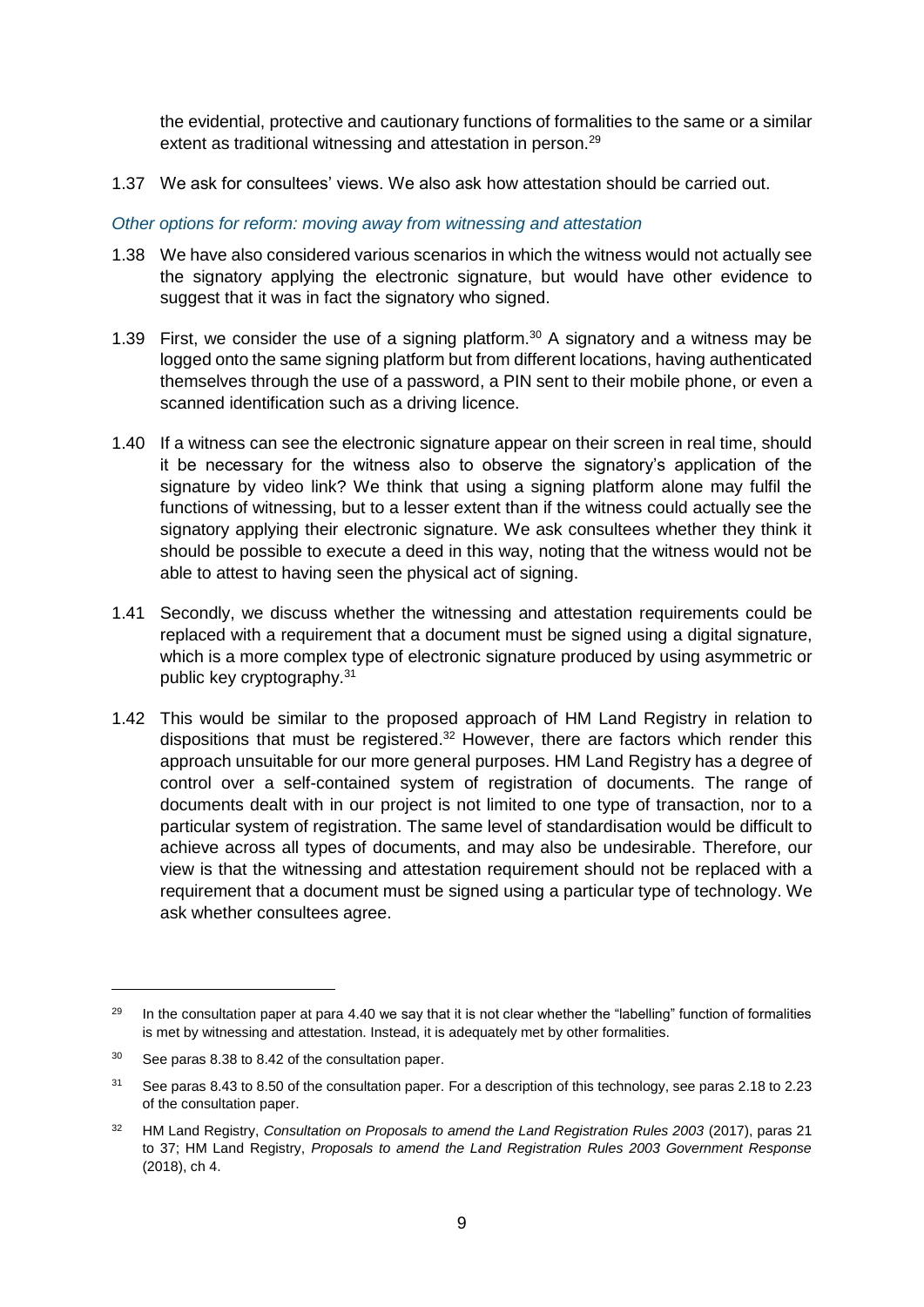the evidential, protective and cautionary functions of formalities to the same or a similar extent as traditional witnessing and attestation in person.[29]

1.37 We ask for consultees' views. We also ask how attestation should be carried out.

*Other options for reform: moving away from witnessing and attestation*

1.38 We have also considered various scenarios in which the witness would not actually see the signatory applying the electronic signature, but would have other evidence to suggest that it was in fact the signatory who signed.

1.39 First, we consider the use of a signing platform.[30] A signatory and a witness may be logged onto the same signing platform but from different locations, having authenticated themselves through the use of a password, a PIN sent to their mobile phone, or even a scanned identification such as a driving licence.

1.40 If a witness can see the electronic signature appear on their screen in real time, should it be necessary for the witness also to observe the signatory's application of the signature by video link? We think that using a signing platform alone may fulfil the functions of witnessing, but to a lesser extent than if the witness could actually see the signatory applying their electronic signature. We ask consultees whether they think it should be possible to execute a deed in this way, noting that the witness would not be able to attest to having seen the physical act of signing.

1.41 Secondly, we discuss whether the witnessing and attestation requirements could be replaced with a requirement that a document must be signed using a digital signature, which is a more complex type of electronic signature produced by using asymmetric or public key cryptography.[31]

1.42 This would be similar to the proposed approach of HM Land Registry in relation to dispositions that must be registered.[32] However, there are factors which render this approach unsuitable for our more general purposes. HM Land Registry has a degree of control over a self-contained system of registration of documents. The range of documents dealt with in our project is not limited to one type of transaction, nor to a particular system of registration. The same level of standardisation would be difficult to achieve across all types of documents, and may also be undesirable. Therefore, our view is that the witnessing and attestation requirement should not be replaced with a requirement that a document must be signed using a particular type of technology. We ask whether consultees agree.

---

[29] In the consultation paper at para 4.40 we say that it is not clear whether the "labelling" function of formalities is met by witnessing and attestation. Instead, it is adequately met by other formalities.

[30] See paras 8.38 to 8.42 of the consultation paper.

[31] See paras 8.43 to 8.50 of the consultation paper. For a description of this technology, see paras 2.18 to 2.23 of the consultation paper.

[32] HM Land Registry, *Consultation on Proposals to amend the Land Registration Rules 2003* (2017), paras 21 to 37; HM Land Registry, *Proposals to amend the Land Registration Rules 2003 Government Response* (2018), ch 4.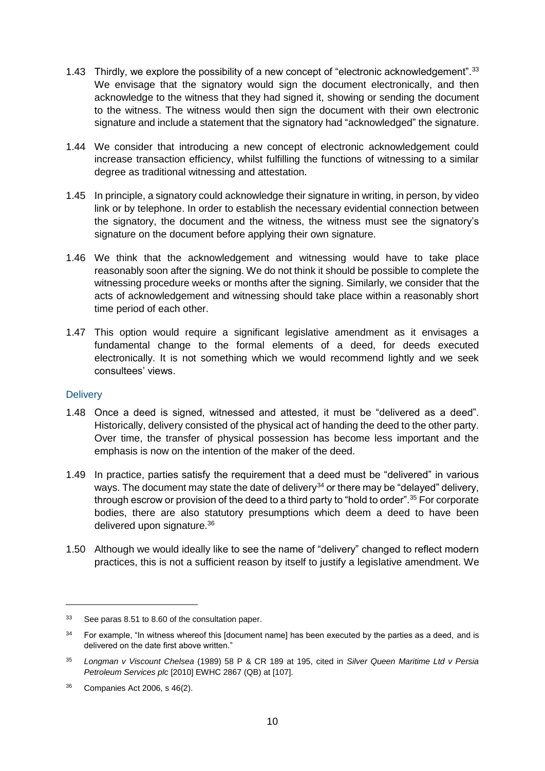1.43 Thirdly, we explore the possibility of a new concept of "electronic acknowledgement".[33] We envisage that the signatory would sign the document electronically, and then acknowledge to the witness that they had signed it, showing or sending the document to the witness. The witness would then sign the document with their own electronic signature and include a statement that the signatory had "acknowledged" the signature.

1.44 We consider that introducing a new concept of electronic acknowledgement could increase transaction efficiency, whilst fulfilling the functions of witnessing to a similar degree as traditional witnessing and attestation.

1.45 In principle, a signatory could acknowledge their signature in writing, in person, by video link or by telephone. In order to establish the necessary evidential connection between the signatory, the document and the witness, the witness must see the signatory's signature on the document before applying their own signature.

1.46 We think that the acknowledgement and witnessing would have to take place reasonably soon after the signing. We do not think it should be possible to complete the witnessing procedure weeks or months after the signing. Similarly, we consider that the acts of acknowledgement and witnessing should take place within a reasonably short time period of each other.

1.47 This option would require a significant legislative amendment as it envisages a fundamental change to the formal elements of a deed, for deeds executed electronically. It is not something which we would recommend lightly and we seek consultees' views.

### Delivery

1.48 Once a deed is signed, witnessed and attested, it must be "delivered as a deed". Historically, delivery consisted of the physical act of handing the deed to the other party. Over time, the transfer of physical possession has become less important and the emphasis is now on the intention of the maker of the deed.

1.49 In practice, parties satisfy the requirement that a deed must be "delivered" in various ways. The document may state the date of delivery[34] or there may be "delayed" delivery, through escrow or provision of the deed to a third party to "hold to order".[35] For corporate bodies, there are also statutory presumptions which deem a deed to have been delivered upon signature.[36]

1.50 Although we would ideally like to see the name of "delivery" changed to reflect modern practices, this is not a sufficient reason by itself to justify a legislative amendment. We

---

[33] See paras 8.51 to 8.60 of the consultation paper.

[34] For example, "In witness whereof this [document name] has been executed by the parties as a deed, and is delivered on the date first above written."

[35] *Longman v Viscount Chelsea* (1989) 58 P & CR 189 at 195, cited in *Silver Queen Maritime Ltd v Persia Petroleum Services plc* [2010] EWHC 2867 (QB) at [107].

[36] Companies Act 2006, s 46(2).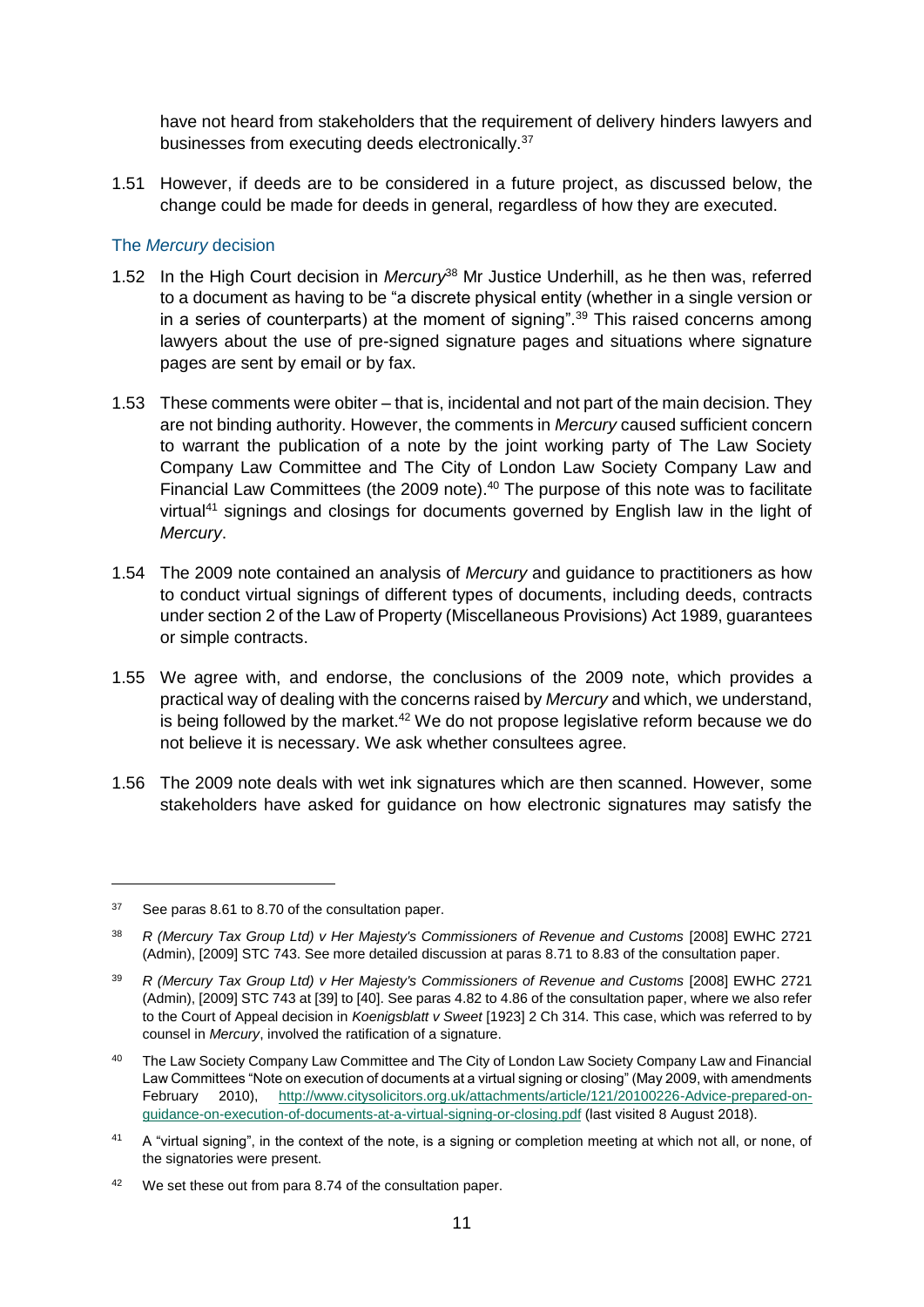have not heard from stakeholders that the requirement of delivery hinders lawyers and businesses from executing deeds electronically.[37]

1.51 However, if deeds are to be considered in a future project, as discussed below, the change could be made for deeds in general, regardless of how they are executed.

### The *Mercury* decision

1.52 In the High Court decision in *Mercury*[38] Mr Justice Underhill, as he then was, referred to a document as having to be "a discrete physical entity (whether in a single version or in a series of counterparts) at the moment of signing".[39] This raised concerns among lawyers about the use of pre-signed signature pages and situations where signature pages are sent by email or by fax.

1.53 These comments were obiter – that is, incidental and not part of the main decision. They are not binding authority. However, the comments in *Mercury* caused sufficient concern to warrant the publication of a note by the joint working party of The Law Society Company Law Committee and The City of London Law Society Company Law and Financial Law Committees (the 2009 note).[40] The purpose of this note was to facilitate virtual[41] signings and closings for documents governed by English law in the light of *Mercury*.

1.54 The 2009 note contained an analysis of *Mercury* and guidance to practitioners as how to conduct virtual signings of different types of documents, including deeds, contracts under section 2 of the Law of Property (Miscellaneous Provisions) Act 1989, guarantees or simple contracts.

1.55 We agree with, and endorse, the conclusions of the 2009 note, which provides a practical way of dealing with the concerns raised by *Mercury* and which, we understand, is being followed by the market.[42] We do not propose legislative reform because we do not believe it is necessary. We ask whether consultees agree.

1.56 The 2009 note deals with wet ink signatures which are then scanned. However, some stakeholders have asked for guidance on how electronic signatures may satisfy the

---

[37] See paras 8.61 to 8.70 of the consultation paper.

[38] *R (Mercury Tax Group Ltd) v Her Majesty's Commissioners of Revenue and Customs* [2008] EWHC 2721 (Admin), [2009] STC 743. See more detailed discussion at paras 8.71 to 8.83 of the consultation paper.

[39] *R (Mercury Tax Group Ltd) v Her Majesty's Commissioners of Revenue and Customs* [2008] EWHC 2721 (Admin), [2009] STC 743 at [39] to [40]. See paras 4.82 to 4.86 of the consultation paper, where we also refer to the Court of Appeal decision in *Koenigsblatt v Sweet* [1923] 2 Ch 314. This case, which was referred to by counsel in *Mercury*, involved the ratification of a signature.

[40] The Law Society Company Law Committee and The City of London Law Society Company Law and Financial Law Committees "Note on execution of documents at a virtual signing or closing" (May 2009, with amendments February 2010), http://www.citysolicitors.org.uk/attachments/article/121/20100226-Advice-prepared-on-guidance-on-execution-of-documents-at-a-virtual-signing-or-closing.pdf (last visited 8 August 2018).

[41] A "virtual signing", in the context of the note, is a signing or completion meeting at which not all, or none, of the signatories were present.

[42] We set these out from para 8.74 of the consultation paper.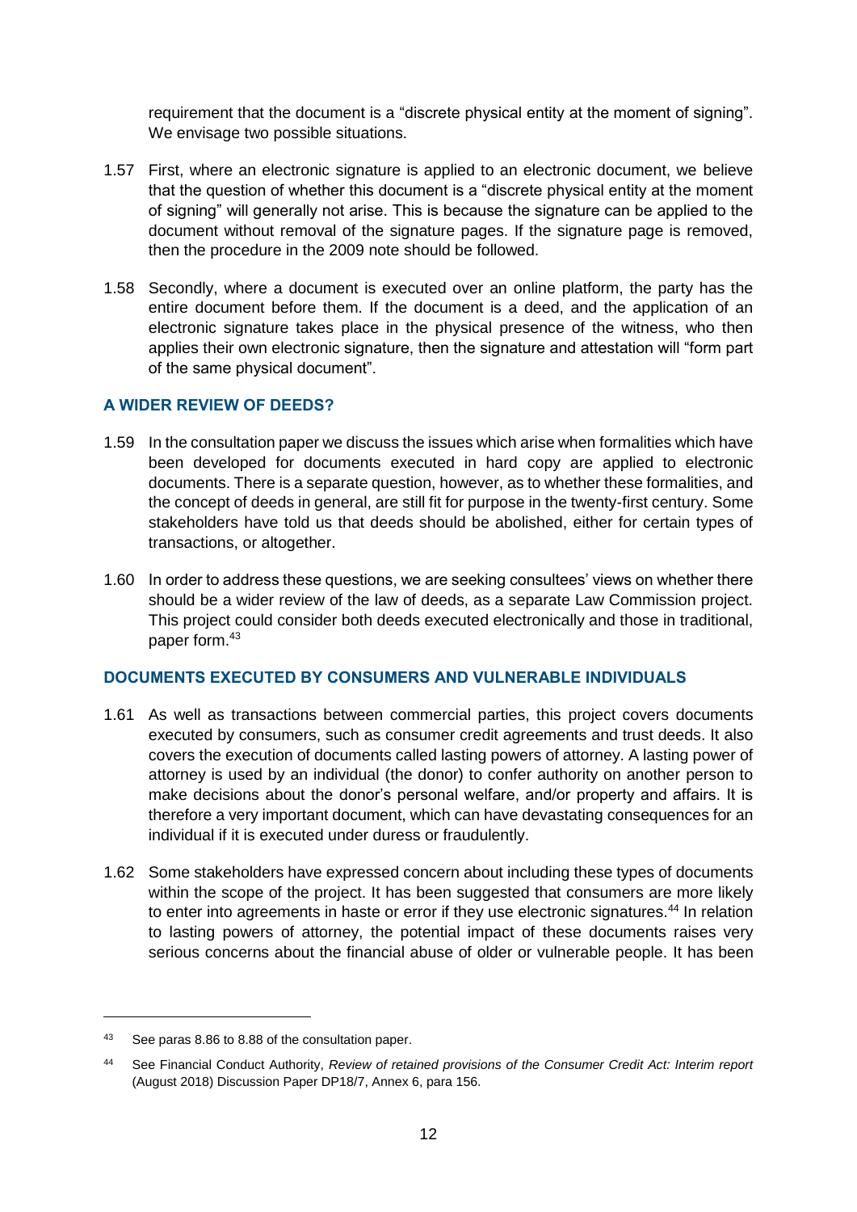requirement that the document is a "discrete physical entity at the moment of signing". We envisage two possible situations.

1.57 First, where an electronic signature is applied to an electronic document, we believe that the question of whether this document is a "discrete physical entity at the moment of signing" will generally not arise. This is because the signature can be applied to the document without removal of the signature pages. If the signature page is removed, then the procedure in the 2009 note should be followed.

1.58 Secondly, where a document is executed over an online platform, the party has the entire document before them. If the document is a deed, and the application of an electronic signature takes place in the physical presence of the witness, who then applies their own electronic signature, then the signature and attestation will "form part of the same physical document".

## A WIDER REVIEW OF DEEDS?

1.59 In the consultation paper we discuss the issues which arise when formalities which have been developed for documents executed in hard copy are applied to electronic documents. There is a separate question, however, as to whether these formalities, and the concept of deeds in general, are still fit for purpose in the twenty-first century. Some stakeholders have told us that deeds should be abolished, either for certain types of transactions, or altogether.

1.60 In order to address these questions, we are seeking consultees' views on whether there should be a wider review of the law of deeds, as a separate Law Commission project. This project could consider both deeds executed electronically and those in traditional, paper form.[43]

## DOCUMENTS EXECUTED BY CONSUMERS AND VULNERABLE INDIVIDUALS

1.61 As well as transactions between commercial parties, this project covers documents executed by consumers, such as consumer credit agreements and trust deeds. It also covers the execution of documents called lasting powers of attorney. A lasting power of attorney is used by an individual (the donor) to confer authority on another person to make decisions about the donor's personal welfare, and/or property and affairs. It is therefore a very important document, which can have devastating consequences for an individual if it is executed under duress or fraudulently.

1.62 Some stakeholders have expressed concern about including these types of documents within the scope of the project. It has been suggested that consumers are more likely to enter into agreements in haste or error if they use electronic signatures.[44] In relation to lasting powers of attorney, the potential impact of these documents raises very serious concerns about the financial abuse of older or vulnerable people. It has been

---

[43] See paras 8.86 to 8.88 of the consultation paper.

[44] See Financial Conduct Authority, *Review of retained provisions of the Consumer Credit Act: Interim report* (August 2018) Discussion Paper DP18/7, Annex 6, para 156.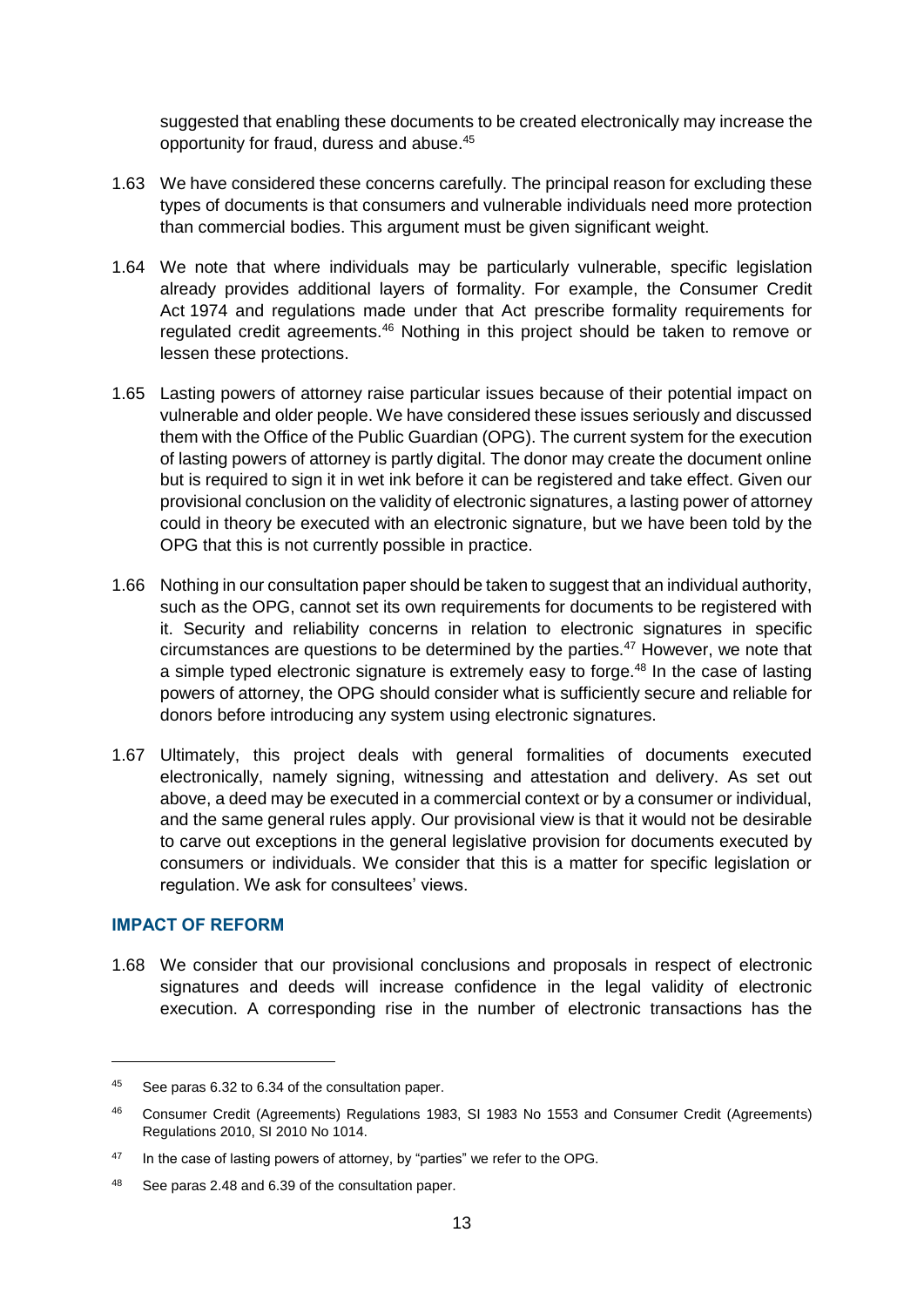suggested that enabling these documents to be created electronically may increase the opportunity for fraud, duress and abuse.[45]

1.63 We have considered these concerns carefully. The principal reason for excluding these types of documents is that consumers and vulnerable individuals need more protection than commercial bodies. This argument must be given significant weight.

1.64 We note that where individuals may be particularly vulnerable, specific legislation already provides additional layers of formality. For example, the Consumer Credit Act 1974 and regulations made under that Act prescribe formality requirements for regulated credit agreements.[46] Nothing in this project should be taken to remove or lessen these protections.

1.65 Lasting powers of attorney raise particular issues because of their potential impact on vulnerable and older people. We have considered these issues seriously and discussed them with the Office of the Public Guardian (OPG). The current system for the execution of lasting powers of attorney is partly digital. The donor may create the document online but is required to sign it in wet ink before it can be registered and take effect. Given our provisional conclusion on the validity of electronic signatures, a lasting power of attorney could in theory be executed with an electronic signature, but we have been told by the OPG that this is not currently possible in practice.

1.66 Nothing in our consultation paper should be taken to suggest that an individual authority, such as the OPG, cannot set its own requirements for documents to be registered with it. Security and reliability concerns in relation to electronic signatures in specific circumstances are questions to be determined by the parties.[47] However, we note that a simple typed electronic signature is extremely easy to forge.[48] In the case of lasting powers of attorney, the OPG should consider what is sufficiently secure and reliable for donors before introducing any system using electronic signatures.

1.67 Ultimately, this project deals with general formalities of documents executed electronically, namely signing, witnessing and attestation and delivery. As set out above, a deed may be executed in a commercial context or by a consumer or individual, and the same general rules apply. Our provisional view is that it would not be desirable to carve out exceptions in the general legislative provision for documents executed by consumers or individuals. We consider that this is a matter for specific legislation or regulation. We ask for consultees' views.

## IMPACT OF REFORM

1.68 We consider that our provisional conclusions and proposals in respect of electronic signatures and deeds will increase confidence in the legal validity of electronic execution. A corresponding rise in the number of electronic transactions has the

---

[45] See paras 6.32 to 6.34 of the consultation paper.

[46] Consumer Credit (Agreements) Regulations 1983, SI 1983 No 1553 and Consumer Credit (Agreements) Regulations 2010, SI 2010 No 1014.

[47] In the case of lasting powers of attorney, by "parties" we refer to the OPG.

[48] See paras 2.48 and 6.39 of the consultation paper.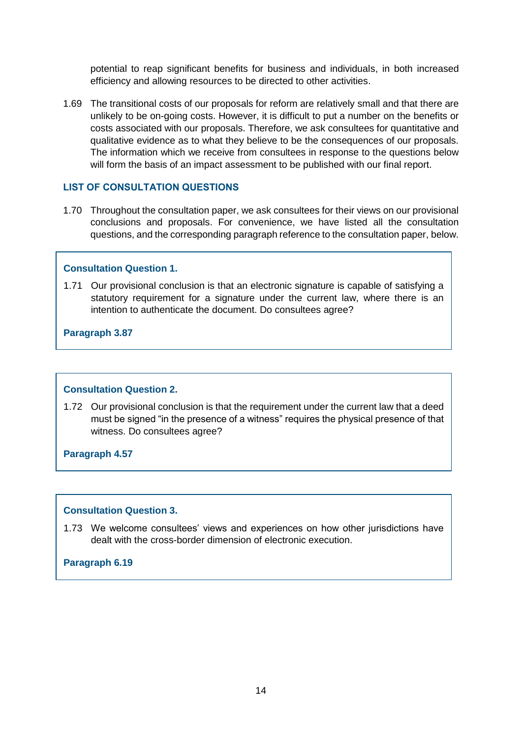potential to reap significant benefits for business and individuals, in both increased efficiency and allowing resources to be directed to other activities.

1.69 The transitional costs of our proposals for reform are relatively small and that there are unlikely to be on-going costs. However, it is difficult to put a number on the benefits or costs associated with our proposals. Therefore, we ask consultees for quantitative and qualitative evidence as to what they believe to be the consequences of our proposals. The information which we receive from consultees in response to the questions below will form the basis of an impact assessment to be published with our final report.

## LIST OF CONSULTATION QUESTIONS

1.70 Throughout the consultation paper, we ask consultees for their views on our provisional conclusions and proposals. For convenience, we have listed all the consultation questions, and the corresponding paragraph reference to the consultation paper, below.

**Consultation Question 1.**

1.71 Our provisional conclusion is that an electronic signature is capable of satisfying a statutory requirement for a signature under the current law, where there is an intention to authenticate the document. Do consultees agree?

**Paragraph 3.87**

**Consultation Question 2.**

1.72 Our provisional conclusion is that the requirement under the current law that a deed must be signed "in the presence of a witness" requires the physical presence of that witness. Do consultees agree?

**Paragraph 4.57**

**Consultation Question 3.**

1.73 We welcome consultees' views and experiences on how other jurisdictions have dealt with the cross-border dimension of electronic execution.

**Paragraph 6.19**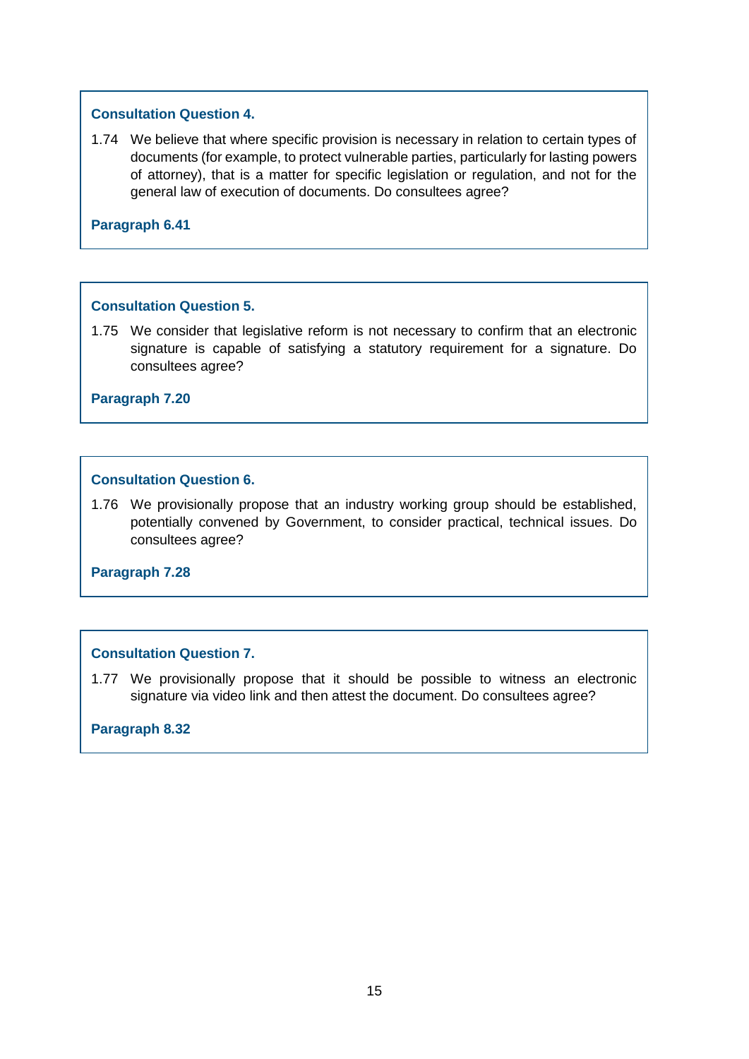**Consultation Question 4.**

1.74 We believe that where specific provision is necessary in relation to certain types of documents (for example, to protect vulnerable parties, particularly for lasting powers of attorney), that is a matter for specific legislation or regulation, and not for the general law of execution of documents. Do consultees agree?

**Paragraph 6.41**

**Consultation Question 5.**

1.75 We consider that legislative reform is not necessary to confirm that an electronic signature is capable of satisfying a statutory requirement for a signature. Do consultees agree?

**Paragraph 7.20**

**Consultation Question 6.**

1.76 We provisionally propose that an industry working group should be established, potentially convened by Government, to consider practical, technical issues. Do consultees agree?

**Paragraph 7.28**

**Consultation Question 7.**

1.77 We provisionally propose that it should be possible to witness an electronic signature via video link and then attest the document. Do consultees agree?

**Paragraph 8.32**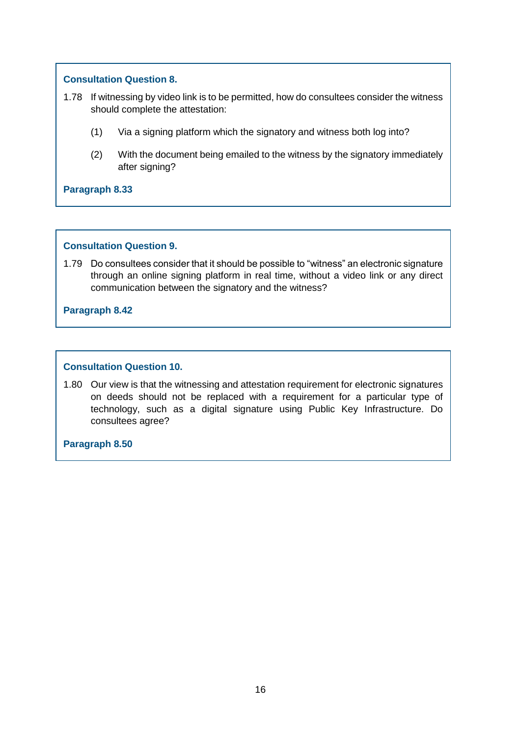**Consultation Question 8.**

1.78 If witnessing by video link is to be permitted, how do consultees consider the witness should complete the attestation:

(1) Via a signing platform which the signatory and witness both log into?

(2) With the document being emailed to the witness by the signatory immediately after signing?

**Paragraph 8.33**

**Consultation Question 9.**

1.79 Do consultees consider that it should be possible to “witness” an electronic signature through an online signing platform in real time, without a video link or any direct communication between the signatory and the witness?

**Paragraph 8.42**

**Consultation Question 10.**

1.80 Our view is that the witnessing and attestation requirement for electronic signatures on deeds should not be replaced with a requirement for a particular type of technology, such as a digital signature using Public Key Infrastructure. Do consultees agree?

**Paragraph 8.50**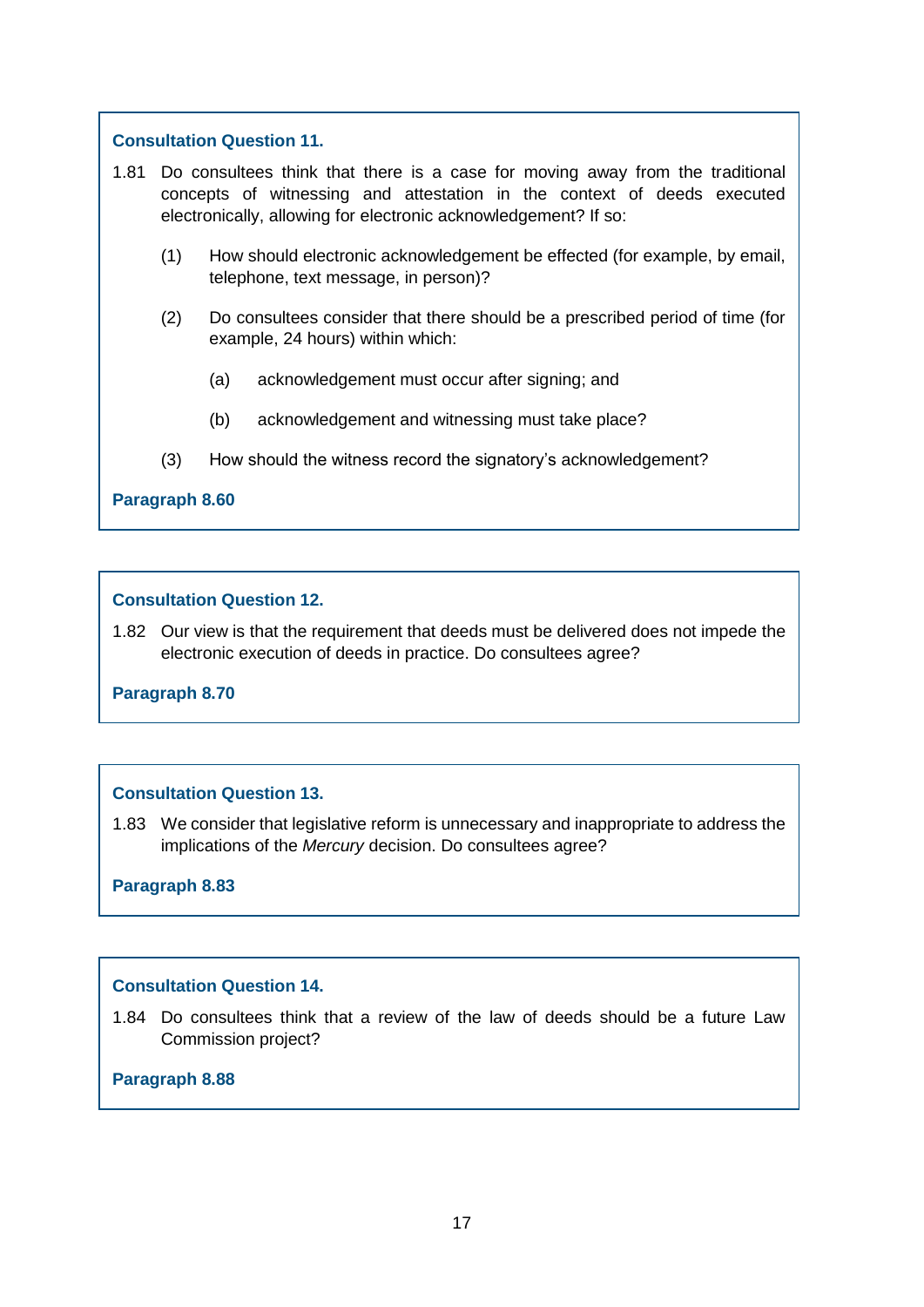**Consultation Question 11.**

1.81 Do consultees think that there is a case for moving away from the traditional concepts of witnessing and attestation in the context of deeds executed electronically, allowing for electronic acknowledgement? If so:

(1) How should electronic acknowledgement be effected (for example, by email, telephone, text message, in person)?

(2) Do consultees consider that there should be a prescribed period of time (for example, 24 hours) within which:

(a) acknowledgement must occur after signing; and

(b) acknowledgement and witnessing must take place?

(3) How should the witness record the signatory's acknowledgement?

**Paragraph 8.60**

**Consultation Question 12.**

1.82 Our view is that the requirement that deeds must be delivered does not impede the electronic execution of deeds in practice. Do consultees agree?

**Paragraph 8.70**

**Consultation Question 13.**

1.83 We consider that legislative reform is unnecessary and inappropriate to address the implications of the *Mercury* decision. Do consultees agree?

**Paragraph 8.83**

**Consultation Question 14.**

1.84 Do consultees think that a review of the law of deeds should be a future Law Commission project?

**Paragraph 8.88**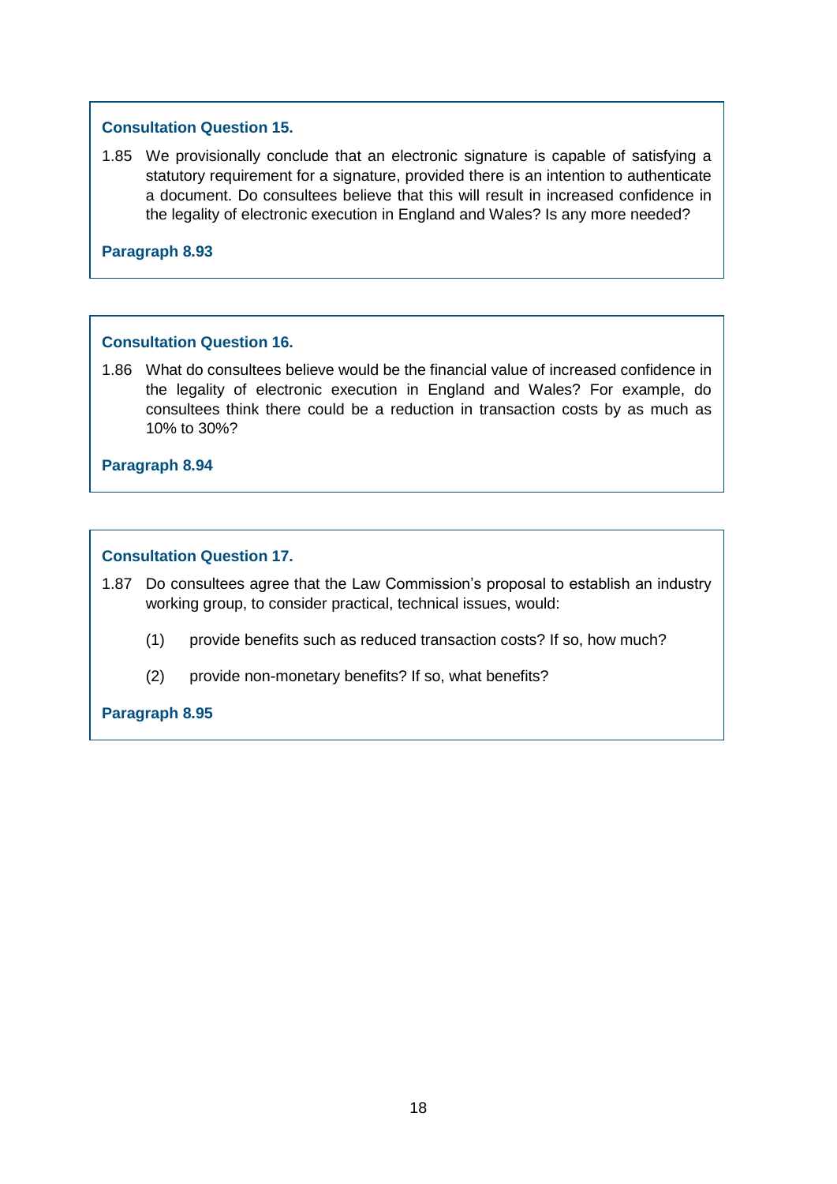**Consultation Question 15.**

1.85 We provisionally conclude that an electronic signature is capable of satisfying a statutory requirement for a signature, provided there is an intention to authenticate a document. Do consultees believe that this will result in increased confidence in the legality of electronic execution in England and Wales? Is any more needed?

**Paragraph 8.93**

**Consultation Question 16.**

1.86 What do consultees believe would be the financial value of increased confidence in the legality of electronic execution in England and Wales? For example, do consultees think there could be a reduction in transaction costs by as much as 10% to 30%?

**Paragraph 8.94**

**Consultation Question 17.**

1.87 Do consultees agree that the Law Commission's proposal to establish an industry working group, to consider practical, technical issues, would:

(1) provide benefits such as reduced transaction costs? If so, how much?

(2) provide non-monetary benefits? If so, what benefits?

**Paragraph 8.95**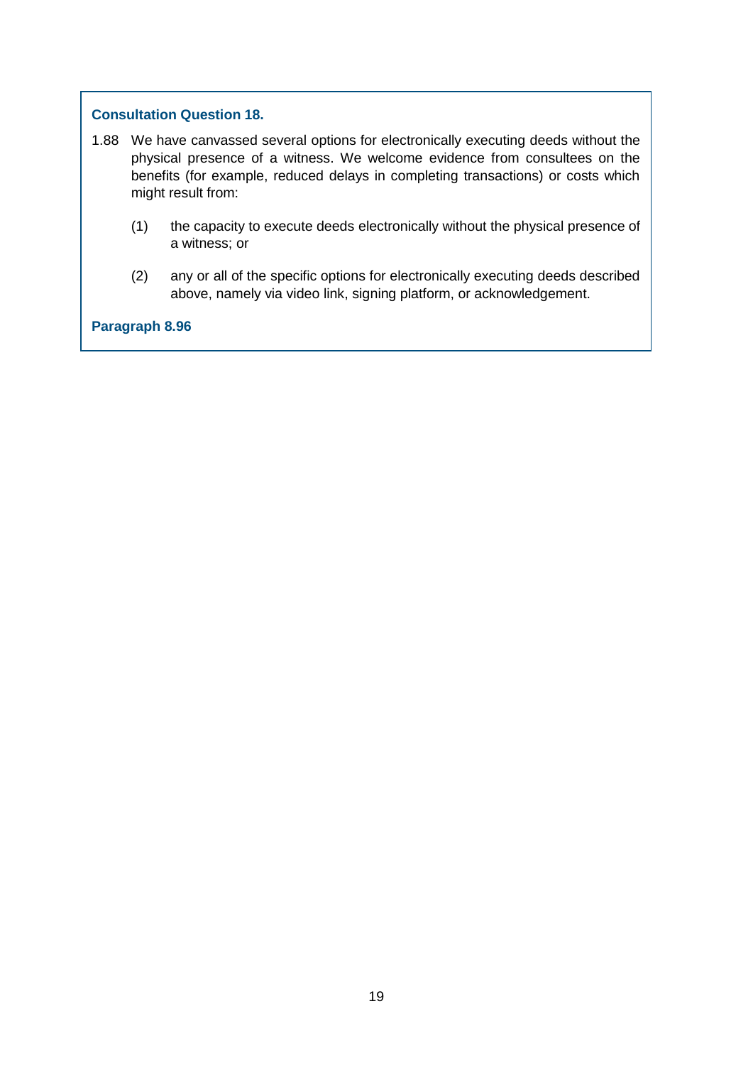**Consultation Question 18.**

1.88 We have canvassed several options for electronically executing deeds without the physical presence of a witness. We welcome evidence from consultees on the benefits (for example, reduced delays in completing transactions) or costs which might result from:

(1) the capacity to execute deeds electronically without the physical presence of a witness; or

(2) any or all of the specific options for electronically executing deeds described above, namely via video link, signing platform, or acknowledgement.

**Paragraph 8.96**